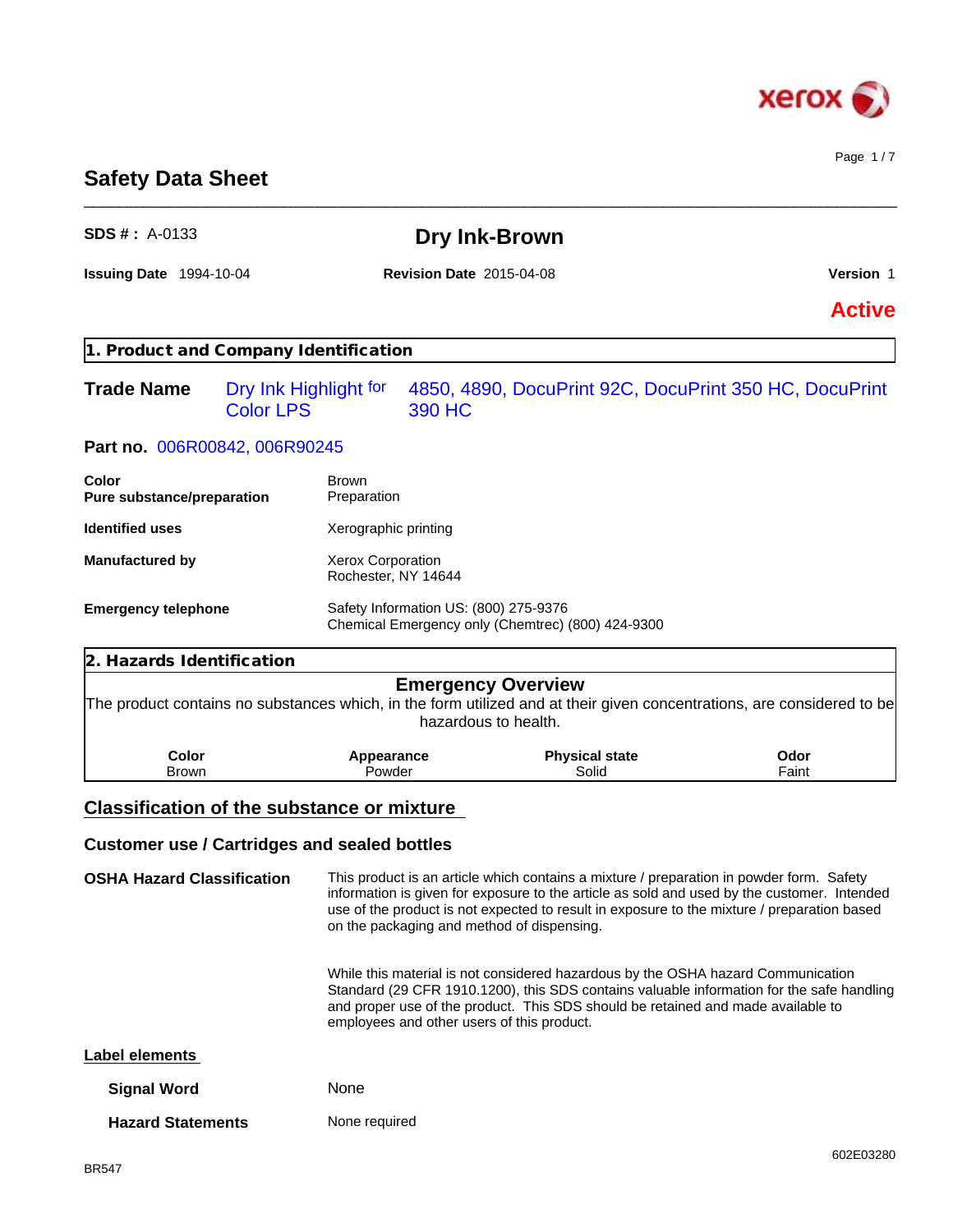# Safety Data Sheet

**SDS # :** A-0133

## Dry Ink-Brown

**Issuing Date** 1994-10-04 **Revision Date** 2015-04-08 **Version** 1

**Active**

## 1. Product and Company Identification

**Trade Name** Dry Ink Highlight for Color LPS 4850, 4890, DocuPrint 92C, DocuPrint 350 HC, DocuPrint 390 HC

**Part no.** 006R00842, 006R90245

**Color** Brown
**Pure substance/preparation** Preparation

**Identified uses** Xerographic printing

**Manufactured by** Xerox Corporation
Rochester, NY 14644

**Emergency telephone** Safety Information US: (800) 275-9376
Chemical Emergency only (Chemtrec) (800) 424-9300

## 2. Hazards Identification

### Emergency Overview

The product contains no substances which, in the form utilized and at their given concentrations, are considered to be hazardous to health.

| Color | Appearance | Physical state | Odor |
|---|---|---|---|
| Brown | Powder | Solid | Faint |

### Classification of the substance or mixture

### Customer use / Cartridges and sealed bottles

**OSHA Hazard Classification** This product is an article which contains a mixture / preparation in powder form. Safety information is given for exposure to the article as sold and used by the customer. Intended use of the product is not expected to result in exposure to the mixture / preparation based on the packaging and method of dispensing.

While this material is not considered hazardous by the OSHA hazard Communication Standard (29 CFR 1910.1200), this SDS contains valuable information for the safe handling and proper use of the product. This SDS should be retained and made available to employees and other users of this product.

**Label elements**

**Signal Word** None

**Hazard Statements** None required

602E03280

BR547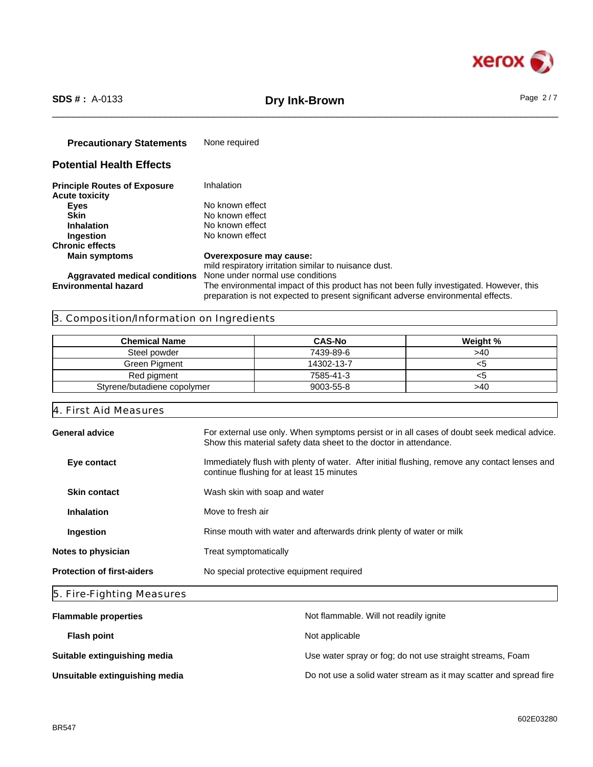**Precautionary Statements** None required

## Potential Health Effects

**Principle Routes of Exposure** Inhalation

**Acute toxicity**

- **Eyes** No known effect
- **Skin** No known effect
- **Inhalation** No known effect
- **Ingestion** No known effect

**Chronic effects**

- **Main symptoms** **Overexposure may cause:** mild respiratory irritation similar to nuisance dust.
- **Aggravated medical conditions** None under normal use conditions

**Environmental hazard** The environmental impact of this product has not been fully investigated. However, this preparation is not expected to present significant adverse environmental effects.

## 3. Composition/Information on Ingredients

| Chemical Name | CAS-No | Weight % |
| --- | --- | --- |
| Steel powder | 7439-89-6 | >40 |
| Green Pigment | 14302-13-7 | <5 |
| Red pigment | 7585-41-3 | <5 |
| Styrene/butadiene copolymer | 9003-55-8 | >40 |

## 4. First Aid Measures

**General advice** For external use only. When symptoms persist or in all cases of doubt seek medical advice. Show this material safety data sheet to the doctor in attendance.

**Eye contact** Immediately flush with plenty of water. After initial flushing, remove any contact lenses and continue flushing for at least 15 minutes

**Skin contact** Wash skin with soap and water

**Inhalation** Move to fresh air

**Ingestion** Rinse mouth with water and afterwards drink plenty of water or milk

**Notes to physician** Treat symptomatically

**Protection of first-aiders** No special protective equipment required

## 5. Fire-Fighting Measures

**Flammable properties** Not flammable. Will not readily ignite

**Flash point** Not applicable

**Suitable extinguishing media** Use water spray or fog; do not use straight streams, Foam

**Unsuitable extinguishing media** Do not use a solid water stream as it may scatter and spread fire

BR547

602E03280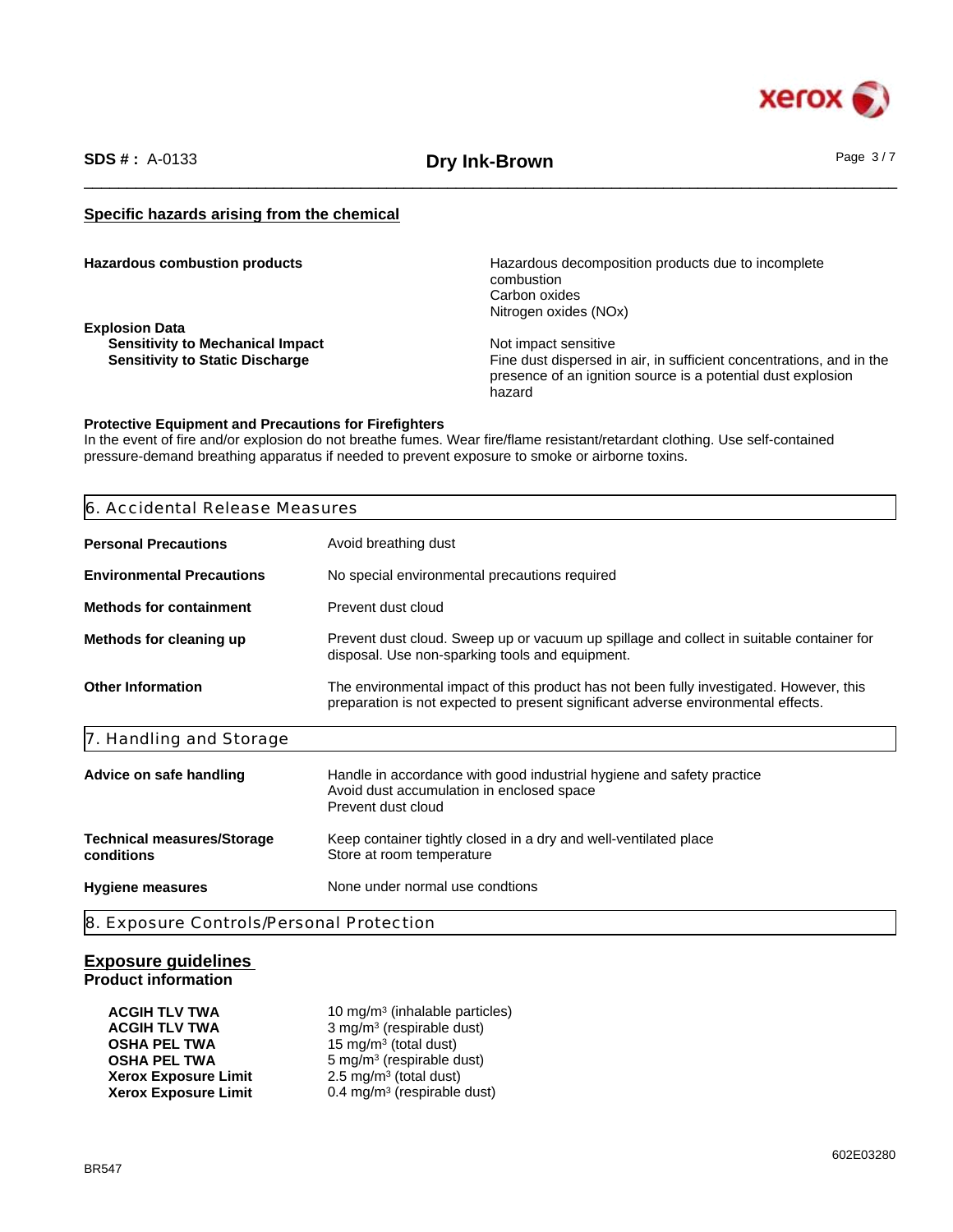## Specific hazards arising from the chemical

| | |
|---|---|
| **Hazardous combustion products** | Hazardous decomposition products due to incomplete combustion<br>Carbon oxides<br>Nitrogen oxides (NOx) |
| **Explosion Data** | |
| **Sensitivity to Mechanical Impact** | Not impact sensitive |
| **Sensitivity to Static Discharge** | Fine dust dispersed in air, in sufficient concentrations, and in the presence of an ignition source is a potential dust explosion hazard |

**Protective Equipment and Precautions for Firefighters**
In the event of fire and/or explosion do not breathe fumes. Wear fire/flame resistant/retardant clothing. Use self-contained pressure-demand breathing apparatus if needed to prevent exposure to smoke or airborne toxins.

## 6. Accidental Release Measures

| | |
|---|---|
| **Personal Precautions** | Avoid breathing dust |
| **Environmental Precautions** | No special environmental precautions required |
| **Methods for containment** | Prevent dust cloud |
| **Methods for cleaning up** | Prevent dust cloud. Sweep up or vacuum up spillage and collect in suitable container for disposal. Use non-sparking tools and equipment. |
| **Other Information** | The environmental impact of this product has not been fully investigated. However, this preparation is not expected to present significant adverse environmental effects. |

## 7. Handling and Storage

| | |
|---|---|
| **Advice on safe handling** | Handle in accordance with good industrial hygiene and safety practice<br>Avoid dust accumulation in enclosed space<br>Prevent dust cloud |
| **Technical measures/Storage conditions** | Keep container tightly closed in a dry and well-ventilated place<br>Store at room temperature |
| **Hygiene measures** | None under normal use condtions |

## 8. Exposure Controls/Personal Protection

### Exposure guidelines

**Product information**

| | |
|---|---|
| **ACGIH TLV TWA** | 10 mg/m³ (inhalable particles) |
| **ACGIH TLV TWA** | 3 mg/m³ (respirable dust) |
| **OSHA PEL TWA** | 15 mg/m³ (total dust) |
| **OSHA PEL TWA** | 5 mg/m³ (respirable dust) |
| **Xerox Exposure Limit** | 2.5 mg/m³ (total dust) |
| **Xerox Exposure Limit** | 0.4 mg/m³ (respirable dust) |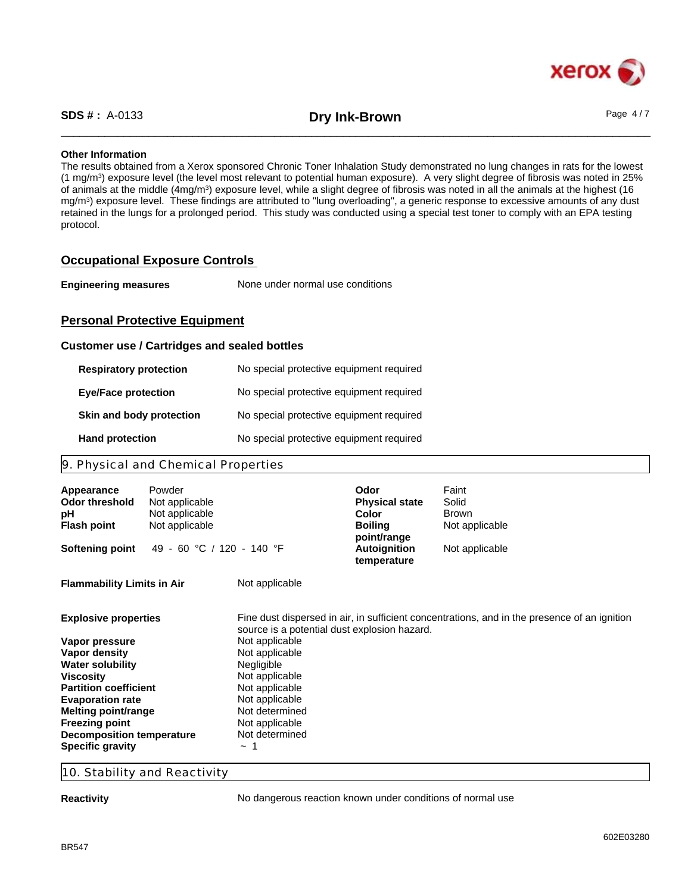**Other Information**

The results obtained from a Xerox sponsored Chronic Toner Inhalation Study demonstrated no lung changes in rats for the lowest (1 mg/m$^3$) exposure level (the level most relevant to potential human exposure). A very slight degree of fibrosis was noted in 25% of animals at the middle (4mg/m$^3$) exposure level, while a slight degree of fibrosis was noted in all the animals at the highest (16 mg/m$^3$) exposure level. These findings are attributed to "lung overloading", a generic response to excessive amounts of any dust retained in the lungs for a prolonged period. This study was conducted using a special test toner to comply with an EPA testing protocol.

## Occupational Exposure Controls

**Engineering measures** None under normal use conditions

## Personal Protective Equipment

### Customer use / Cartridges and sealed bottles

| | |
|---|---|
| **Respiratory protection** | No special protective equipment required |
| **Eye/Face protection** | No special protective equipment required |
| **Skin and body protection** | No special protective equipment required |
| **Hand protection** | No special protective equipment required |

## 9. Physical and Chemical Properties

| | | | |
|---|---|---|---|
| **Appearance** | Powder | **Odor** | Faint |
| **Odor threshold** | Not applicable | **Physical state** | Solid |
| **pH** | Not applicable | **Color** | Brown |
| **Flash point** | Not applicable | **Boiling point/range** | Not applicable |
| **Softening point** | 49 - 60 °C / 120 - 140 °F | **Autoignition temperature** | Not applicable |

**Flammability Limits in Air** Not applicable

| | |
|---|---|
| **Explosive properties** | Fine dust dispersed in air, in sufficient concentrations, and in the presence of an ignition source is a potential dust explosion hazard. |
| **Vapor pressure** | Not applicable |
| **Vapor density** | Not applicable |
| **Water solubility** | Negligible |
| **Viscosity** | Not applicable |
| **Partition coefficient** | Not applicable |
| **Evaporation rate** | Not applicable |
| **Melting point/range** | Not determined |
| **Freezing point** | Not applicable |
| **Decomposition temperature** | Not determined |
| **Specific gravity** | ~ 1 |

## 10. Stability and Reactivity

**Reactivity** No dangerous reaction known under conditions of normal use

602E03280

BR547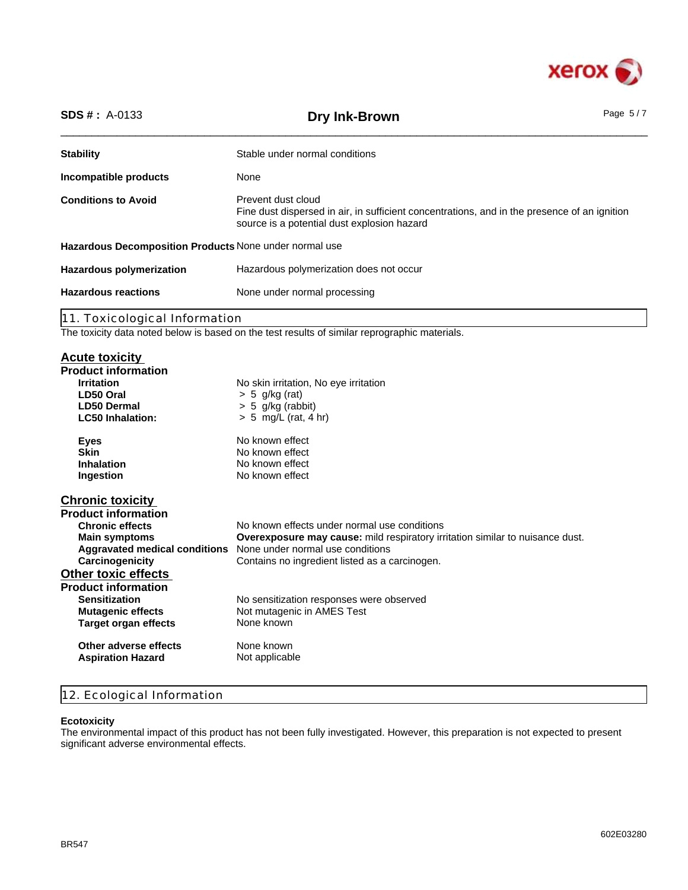| | |
|---|---|
| **Stability** | Stable under normal conditions |
| **Incompatible products** | None |
| **Conditions to Avoid** | Prevent dust cloud<br>Fine dust dispersed in air, in sufficient concentrations, and in the presence of an ignition source is a potential dust explosion hazard |
| **Hazardous Decomposition Products** | None under normal use |
| **Hazardous polymerization** | Hazardous polymerization does not occur |
| **Hazardous reactions** | None under normal processing |

## 11. Toxicological Information

The toxicity data noted below is based on the test results of similar reprographic materials.

### Acute toxicity

**Product information**

| | |
|---|---|
| **Irritation** | No skin irritation, No eye irritation |
| **LD50 Oral** | > 5 g/kg (rat) |
| **LD50 Dermal** | > 5 g/kg (rabbit) |
| **LC50 Inhalation:** | > 5 mg/L (rat, 4 hr) |
| **Eyes** | No known effect |
| **Skin** | No known effect |
| **Inhalation** | No known effect |
| **Ingestion** | No known effect |

### Chronic toxicity

**Product information**

| | |
|---|---|
| **Chronic effects** | No known effects under normal use conditions |
| **Main symptoms** | **Overexposure may cause:** mild respiratory irritation similar to nuisance dust. |
| **Aggravated medical conditions** | None under normal use conditions |
| **Carcinogenicity** | Contains no ingredient listed as a carcinogen. |

### Other toxic effects

**Product information**

| | |
|---|---|
| **Sensitization** | No sensitization responses were observed |
| **Mutagenic effects** | Not mutagenic in AMES Test |
| **Target organ effects** | None known |
| **Other adverse effects** | None known |
| **Aspiration Hazard** | Not applicable |

## 12. Ecological Information

**Ecotoxicity**

The environmental impact of this product has not been fully investigated. However, this preparation is not expected to present significant adverse environmental effects.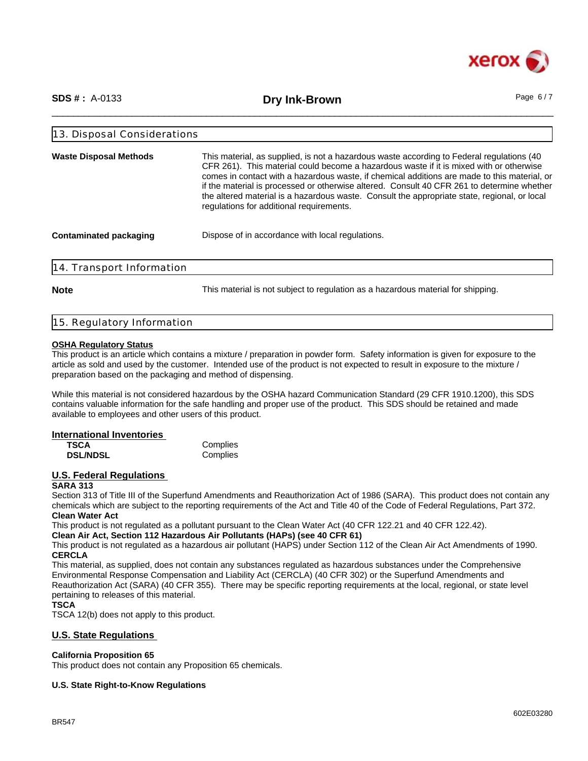## 13. Disposal Considerations

**Waste Disposal Methods**

This material, as supplied, is not a hazardous waste according to Federal regulations (40 CFR 261). This material could become a hazardous waste if it is mixed with or otherwise comes in contact with a hazardous waste, if chemical additions are made to this material, or if the material is processed or otherwise altered. Consult 40 CFR 261 to determine whether the altered material is a hazardous waste. Consult the appropriate state, regional, or local regulations for additional requirements.

**Contaminated packaging**

Dispose of in accordance with local regulations.

## 14. Transport Information

**Note**

This material is not subject to regulation as a hazardous material for shipping.

## 15. Regulatory Information

**OSHA Regulatory Status**

This product is an article which contains a mixture / preparation in powder form. Safety information is given for exposure to the article as sold and used by the customer. Intended use of the product is not expected to result in exposure to the mixture / preparation based on the packaging and method of dispensing.

While this material is not considered hazardous by the OSHA hazard Communication Standard (29 CFR 1910.1200), this SDS contains valuable information for the safe handling and proper use of the product. This SDS should be retained and made available to employees and other users of this product.

### International Inventories

| | |
|---|---|
| **TSCA** | Complies |
| **DSL/NDSL** | Complies |

### U.S. Federal Regulations

**SARA 313**

Section 313 of Title III of the Superfund Amendments and Reauthorization Act of 1986 (SARA). This product does not contain any chemicals which are subject to the reporting requirements of the Act and Title 40 of the Code of Federal Regulations, Part 372.

**Clean Water Act**

This product is not regulated as a pollutant pursuant to the Clean Water Act (40 CFR 122.21 and 40 CFR 122.42).

**Clean Air Act, Section 112 Hazardous Air Pollutants (HAPs) (see 40 CFR 61)**

This product is not regulated as a hazardous air pollutant (HAPS) under Section 112 of the Clean Air Act Amendments of 1990.

**CERCLA**

This material, as supplied, does not contain any substances regulated as hazardous substances under the Comprehensive Environmental Response Compensation and Liability Act (CERCLA) (40 CFR 302) or the Superfund Amendments and Reauthorization Act (SARA) (40 CFR 355). There may be specific reporting requirements at the local, regional, or state level pertaining to releases of this material.

**TSCA**

TSCA 12(b) does not apply to this product.

### U.S. State Regulations

**California Proposition 65**

This product does not contain any Proposition 65 chemicals.

**U.S. State Right-to-Know Regulations**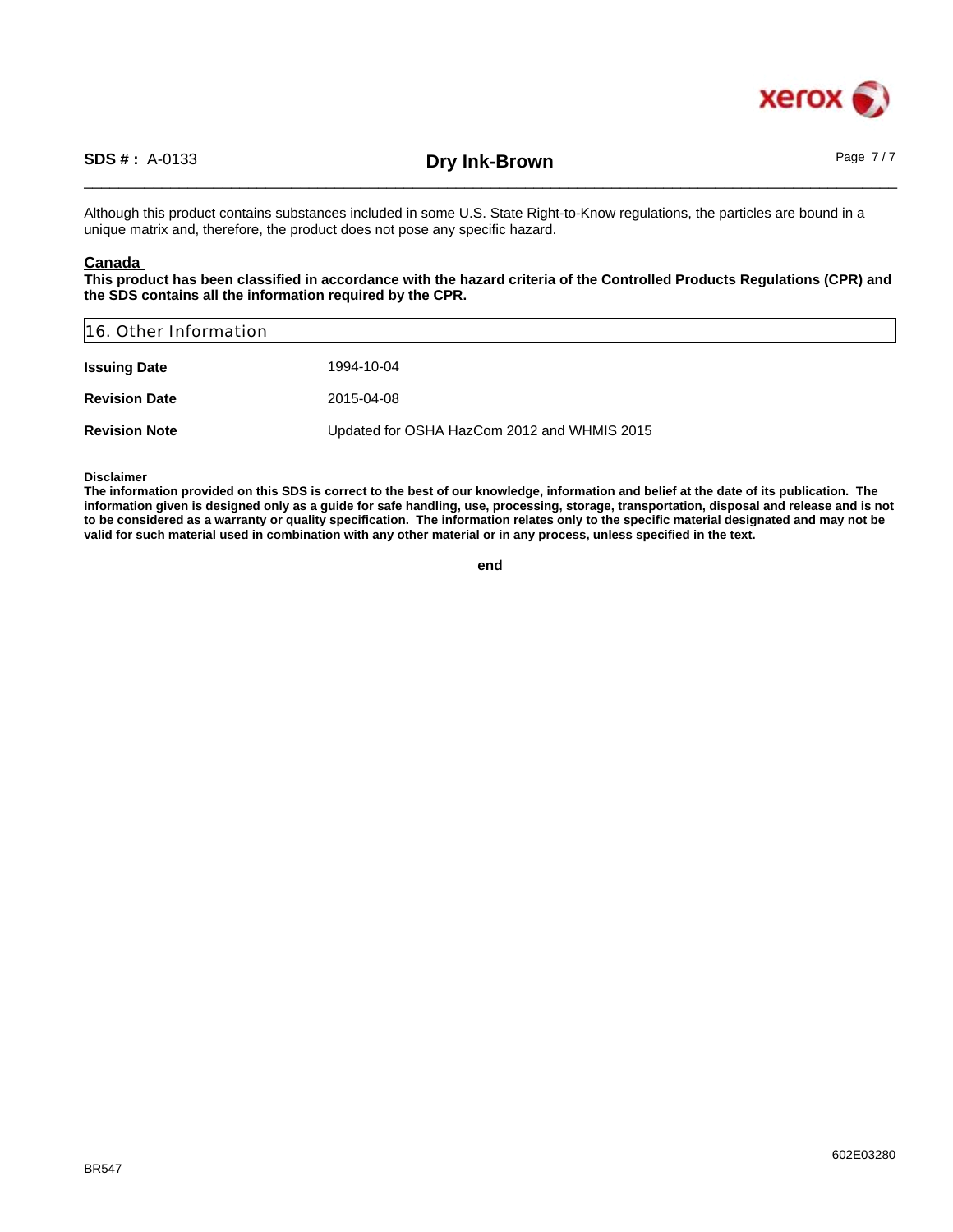Although this product contains substances included in some U.S. State Right-to-Know regulations, the particles are bound in a unique matrix and, therefore, the product does not pose any specific hazard.

**Canada**

**This product has been classified in accordance with the hazard criteria of the Controlled Products Regulations (CPR) and the SDS contains all the information required by the CPR.**

## 16. Other Information

| | |
|---|---|
| **Issuing Date** | 1994-10-04 |
| **Revision Date** | 2015-04-08 |
| **Revision Note** | Updated for OSHA HazCom 2012 and WHMIS 2015 |

**Disclaimer**

**The information provided on this SDS is correct to the best of our knowledge, information and belief at the date of its publication. The information given is designed only as a guide for safe handling, use, processing, storage, transportation, disposal and release and is not to be considered as a warranty or quality specification. The information relates only to the specific material designated and may not be valid for such material used in combination with any other material or in any process, unless specified in the text.**

**end**

BR547

602E03280